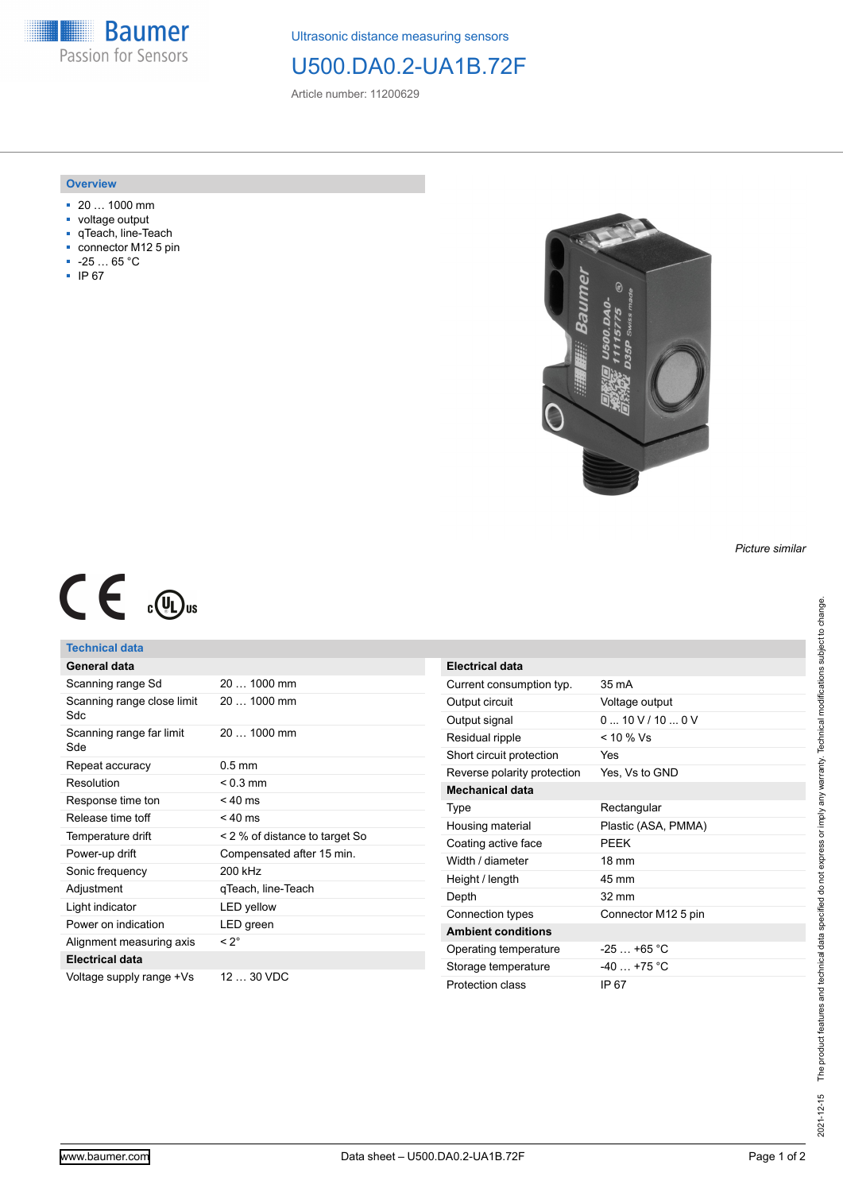Baumer
Passion for Sensors

Ultrasonic distance measuring sensors

# U500.DA0.2-UA1B.72F

Article number: 11200629

## Overview

- 20 … 1000 mm
- voltage output
- qTeach, line-Teach
- connector M12 5 pin
- -25 … 65 °C
- IP 67

*Picture similar*

## Technical data

| General data | |
|---|---|
| Scanning range Sd | 20 … 1000 mm |
| Scanning range close limit Sdc | 20 … 1000 mm |
| Scanning range far limit Sde | 20 … 1000 mm |
| Repeat accuracy | 0.5 mm |
| Resolution | < 0.3 mm |
| Response time ton | < 40 ms |
| Release time toff | < 40 ms |
| Temperature drift | < 2 % of distance to target So |
| Power-up drift | Compensated after 15 min. |
| Sonic frequency | 200 kHz |
| Adjustment | qTeach, line-Teach |
| Light indicator | LED yellow |
| Power on indication | LED green |
| Alignment measuring axis | < 2° |
| **Electrical data** | |
| Voltage supply range +Vs | 12 … 30 VDC |

| Electrical data | |
|---|---|
| Current consumption typ. | 35 mA |
| Output circuit | Voltage output |
| Output signal | 0 ... 10 V / 10 ... 0 V |
| Residual ripple | < 10 % Vs |
| Short circuit protection | Yes |
| Reverse polarity protection | Yes, Vs to GND |
| **Mechanical data** | |
| Type | Rectangular |
| Housing material | Plastic (ASA, PMMA) |
| Coating active face | PEEK |
| Width / diameter | 18 mm |
| Height / length | 45 mm |
| Depth | 32 mm |
| Connection types | Connector M12 5 pin |
| **Ambient conditions** | |
| Operating temperature | -25 … +65 °C |
| Storage temperature | -40 … +75 °C |
| Protection class | IP 67 |

2021-12-15 The product features and technical data specified do not express or imply any warranty. Technical modifications subject to change.

www.baumer.com

Data sheet – U500.DA0.2-UA1B.72F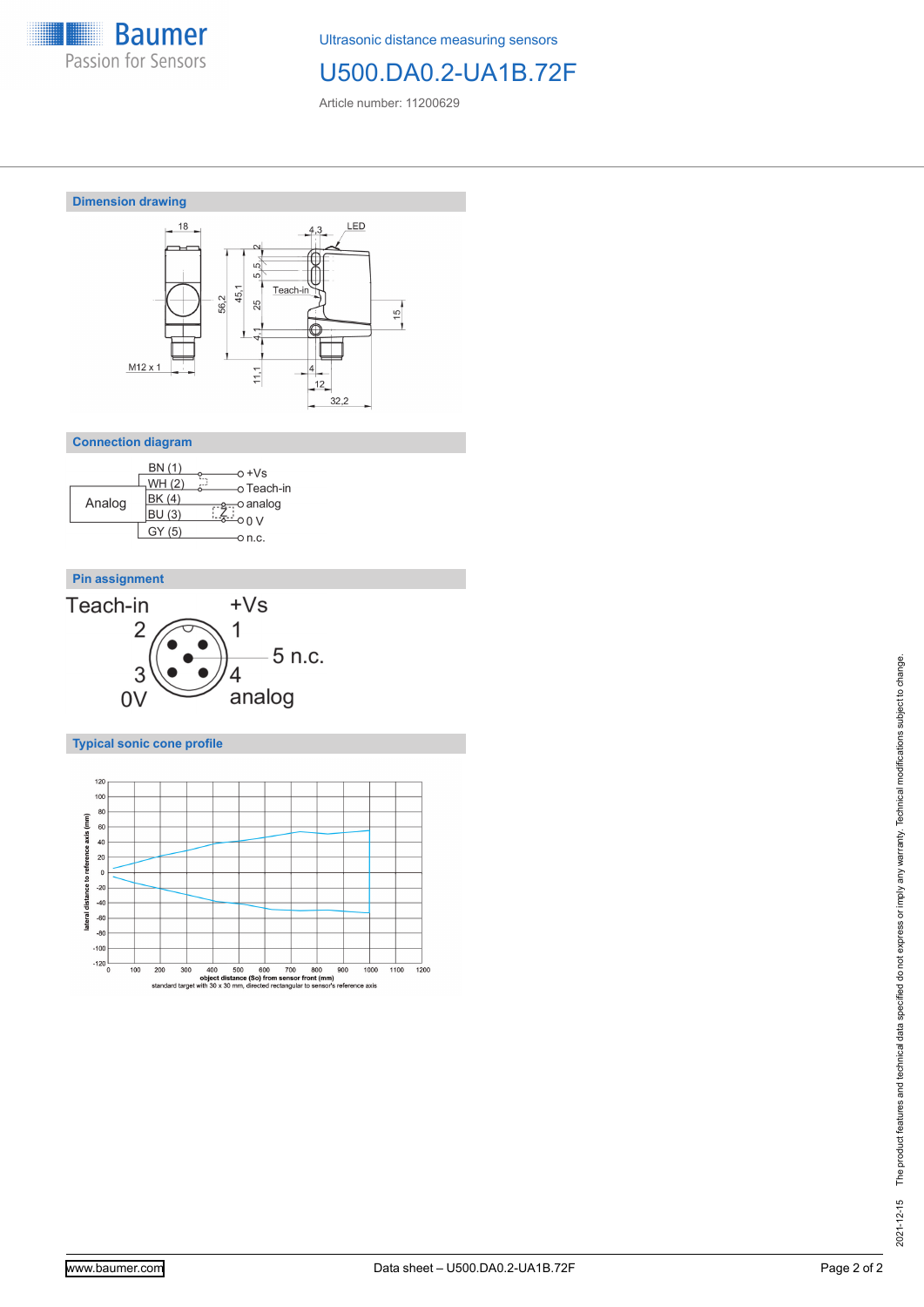Ultrasonic distance measuring sensors

# U500.DA0.2-UA1B.72F

Article number: 11200629

## Dimension drawing

18
4,3
LED
2
5,5
45,1
56,2
Teach-in
25
15
4,1
M12 x 1
11,1
4
12
32,2

## Connection diagram

Analog
BN (1) — +Vs
WH (2) — Teach-in
BK (4) — analog
BU (3) — 0 V
GY (5) — n.c.

## Pin assignment

Teach-in 2
+Vs 1
5 n.c.
3 0V
4 analog

## Typical sonic cone profile

lateral distance to reference axis (mm)
120, 100, 80, 60, 40, 20, 0, -20, -40, -60, -80, -100, -120
0, 100, 200, 300, 400, 500, 600, 700, 800, 900, 1000, 1100, 1200
object distance (So) from sensor front (mm)
standard target with 30 x 30 mm, directed rectangular to sensor's reference axis

2021-12-15 The product features and technical data specified do not express or imply any warranty. Technical modifications subject to change.

www.baumer.com

Data sheet – U500.DA0.2-UA1B.72F